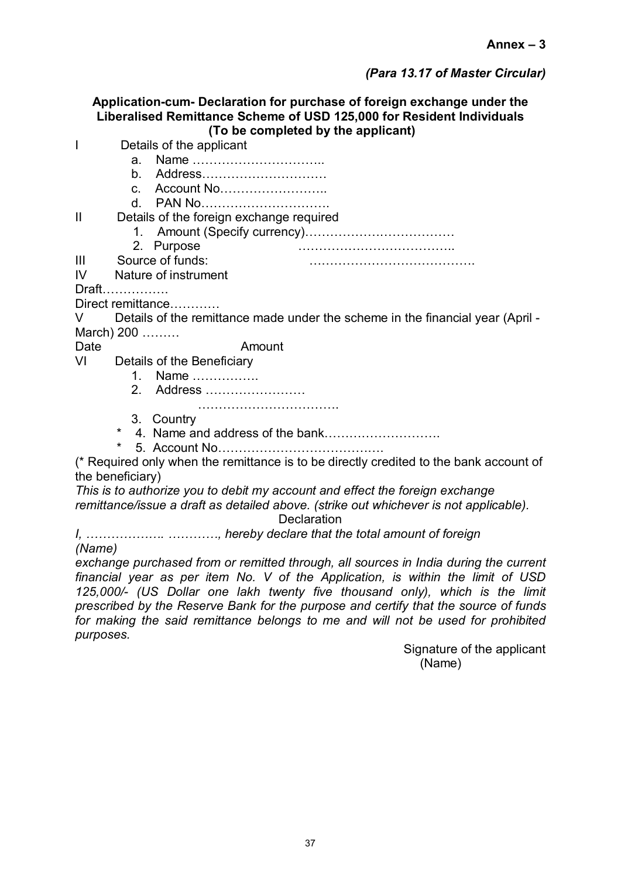**Annex – 3**

*(Para 13.17 of Master Circular)*

**Application-cum- Declaration for purchase of foreign exchange under the Liberalised Remittance Scheme of USD 125,000 for Resident Individuals (To be completed by the applicant)**

I Details of the applicant

a. Name …………………………..
b. Address…………………………
c. Account No……………………..
d. PAN No………………………….

II Details of the foreign exchange required

1. Amount (Specify currency)………………………………
2. Purpose ………………………………..

III Source of funds: ………………………………….

IV Nature of instrument

Draft…………….

Direct remittance…………

V Details of the remittance made under the scheme in the financial year (April - March) 200 ………

Date Amount

VI Details of the Beneficiary

1. Name …………….
2. Address ……………………
   …………………………….
3. Country

\* 4. Name and address of the bank……………………….

\* 5. Account No………………………………….

(* Required only when the remittance is to be directly credited to the bank account of the beneficiary)

*This is to authorize you to debit my account and effect the foreign exchange remittance/issue a draft as detailed above. (strike out whichever is not applicable).*

Declaration

*I, ………………. …………, hereby declare that the total amount of foreign*
*(Name)*
*exchange purchased from or remitted through, all sources in India during the current financial year as per item No. V of the Application, is within the limit of USD 125,000/- (US Dollar one lakh twenty five thousand only), which is the limit prescribed by the Reserve Bank for the purpose and certify that the source of funds for making the said remittance belongs to me and will not be used for prohibited purposes.*

Signature of the applicant
(Name)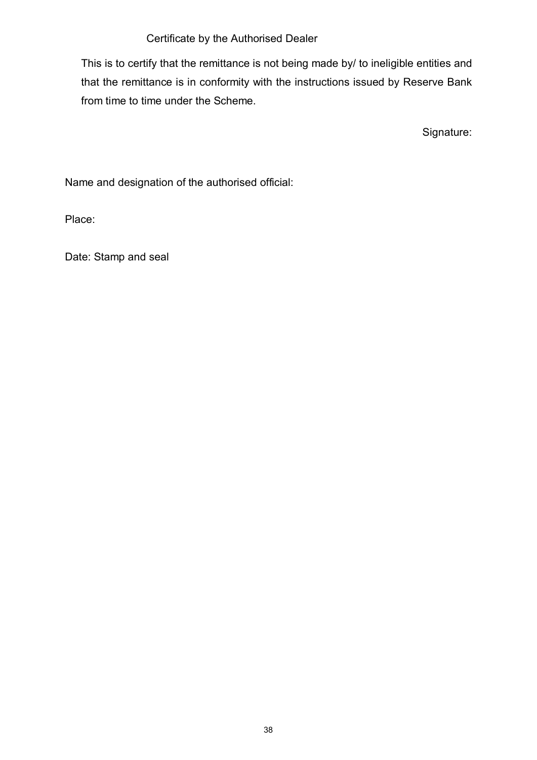Certificate by the Authorised Dealer

This is to certify that the remittance is not being made by/ to ineligible entities and that the remittance is in conformity with the instructions issued by Reserve Bank from time to time under the Scheme.

Signature:

Name and designation of the authorised official:

Place:

Date: Stamp and seal